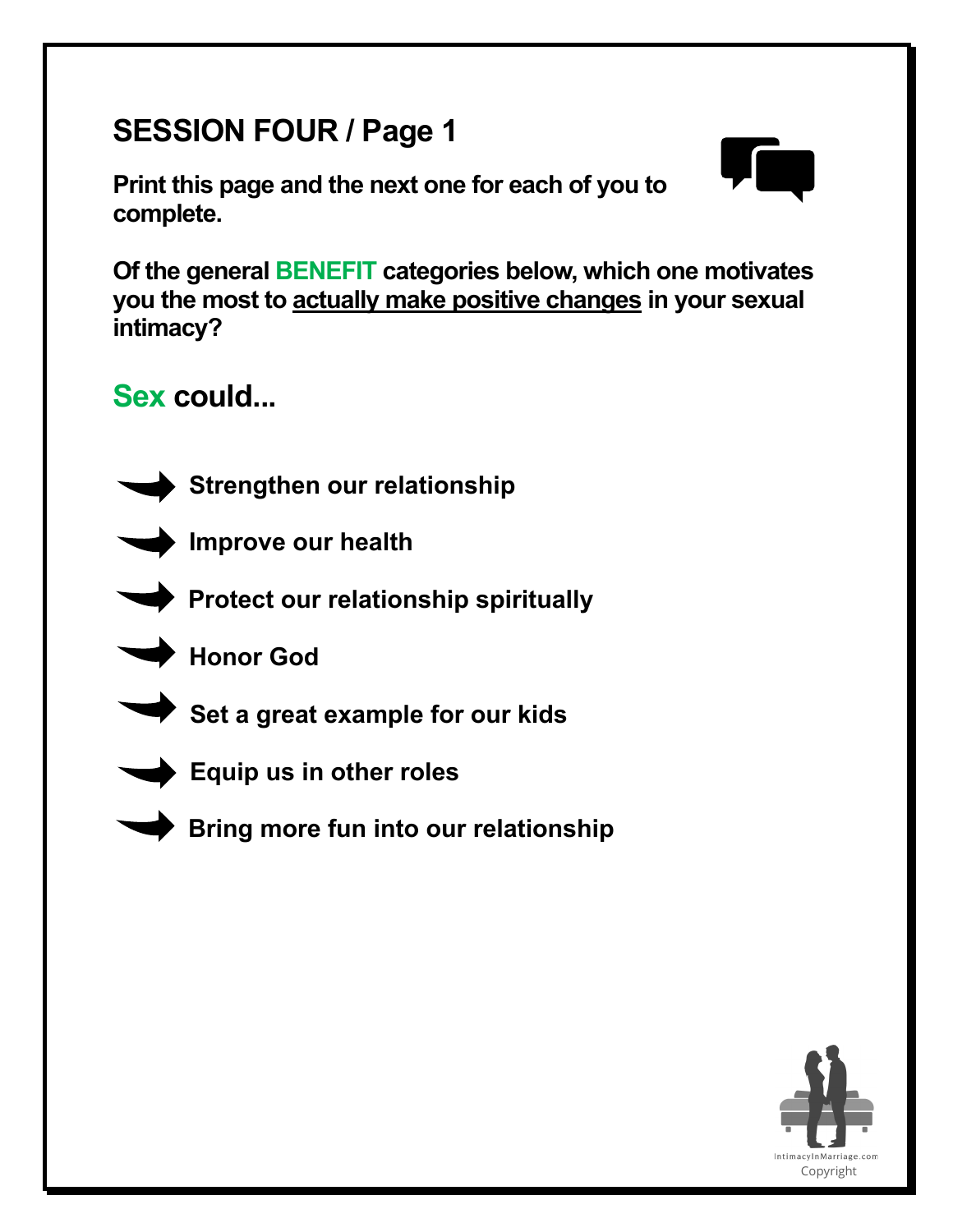# SESSION FOUR / Page 1

**Print this page and the next one for each of you to complete.**

**Of the general BENEFIT categories below, which one motivates you the most to actually make positive changes in your sexual intimacy?**

## Sex could...

- **Strengthen our relationship**
- **Improve our health**
- **Protect our relationship spiritually**
- **Honor God**
- **Set a great example for our kids**
- **Equip us in other roles**
- **Bring more fun into our relationship**

IntimacyInMarriage.com
Copyright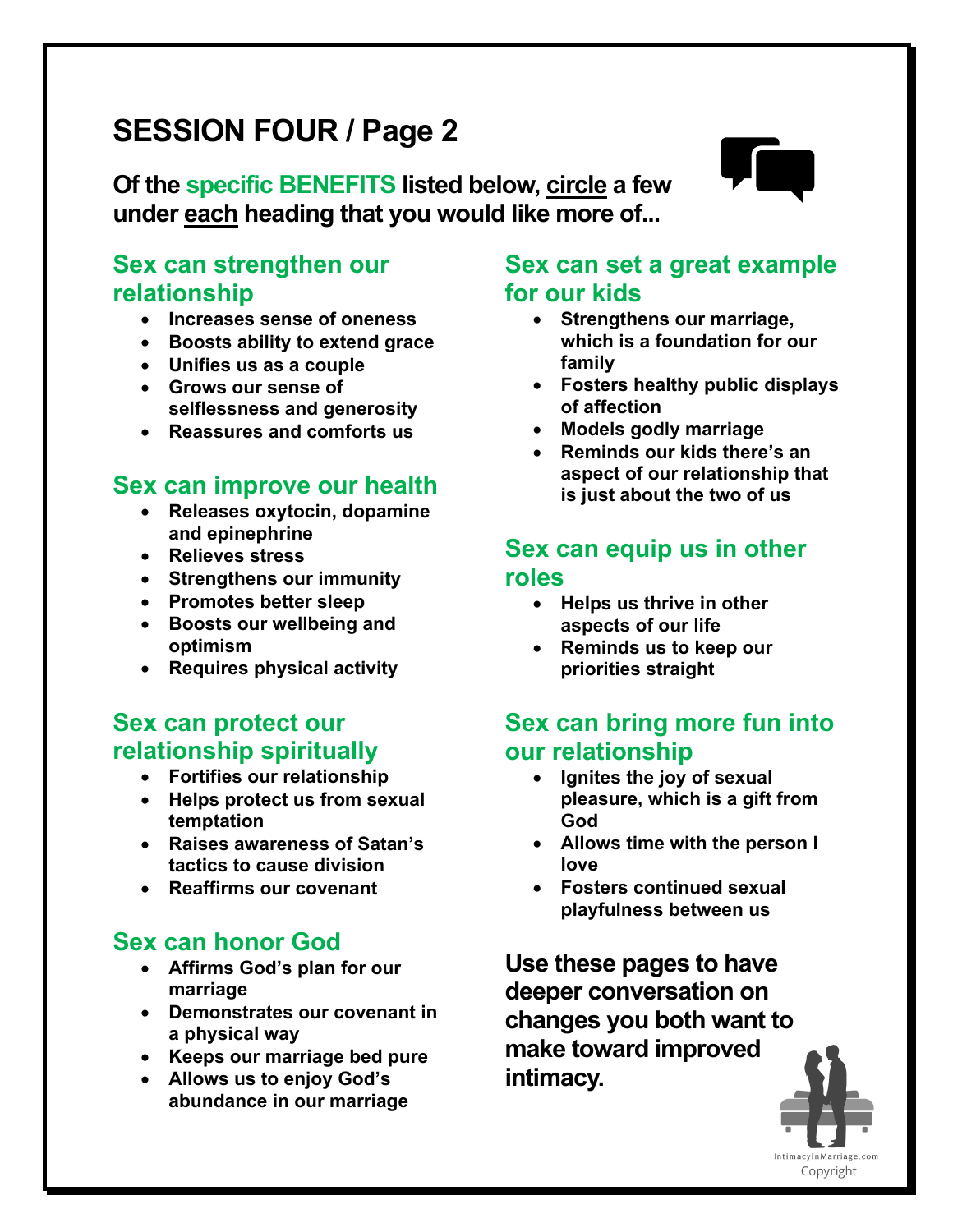# SESSION FOUR / Page 2

**Of the specific BENEFITS listed below, circle a few under each heading that you would like more of...**

## Sex can strengthen our relationship

- Increases sense of oneness
- Boosts ability to extend grace
- Unifies us as a couple
- Grows our sense of selflessness and generosity
- Reassures and comforts us

## Sex can improve our health

- Releases oxytocin, dopamine and epinephrine
- Relieves stress
- Strengthens our immunity
- Promotes better sleep
- Boosts our wellbeing and optimism
- Requires physical activity

## Sex can protect our relationship spiritually

- Fortifies our relationship
- Helps protect us from sexual temptation
- Raises awareness of Satan's tactics to cause division
- Reaffirms our covenant

## Sex can honor God

- Affirms God's plan for our marriage
- Demonstrates our covenant in a physical way
- Keeps our marriage bed pure
- Allows us to enjoy God's abundance in our marriage

## Sex can set a great example for our kids

- Strengthens our marriage, which is a foundation for our family
- Fosters healthy public displays of affection
- Models godly marriage
- Reminds our kids there's an aspect of our relationship that is just about the two of us

## Sex can equip us in other roles

- Helps us thrive in other aspects of our life
- Reminds us to keep our priorities straight

## Sex can bring more fun into our relationship

- Ignites the joy of sexual pleasure, which is a gift from God
- Allows time with the person I love
- Fosters continued sexual playfulness between us

**Use these pages to have deeper conversation on changes you both want to make toward improved intimacy.**

IntimacyInMarriage.com
Copyright